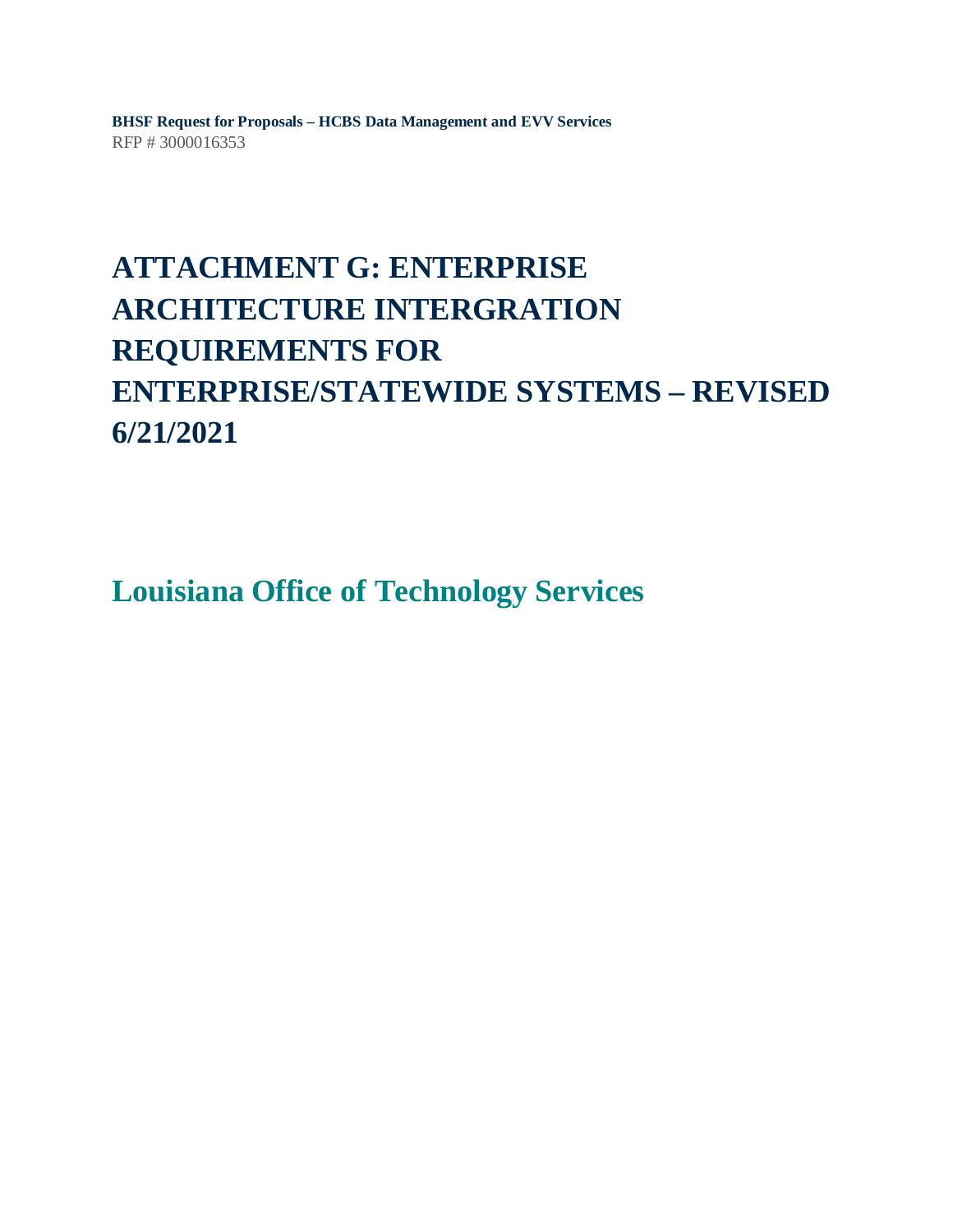**BHSF Request for Proposals – HCBS Data Management and EVV Services**
RFP # 3000016353

# ATTACHMENT G: ENTERPRISE ARCHITECTURE INTERGRATION REQUIREMENTS FOR ENTERPRISE/STATEWIDE SYSTEMS – REVISED 6/21/2021

## Louisiana Office of Technology Services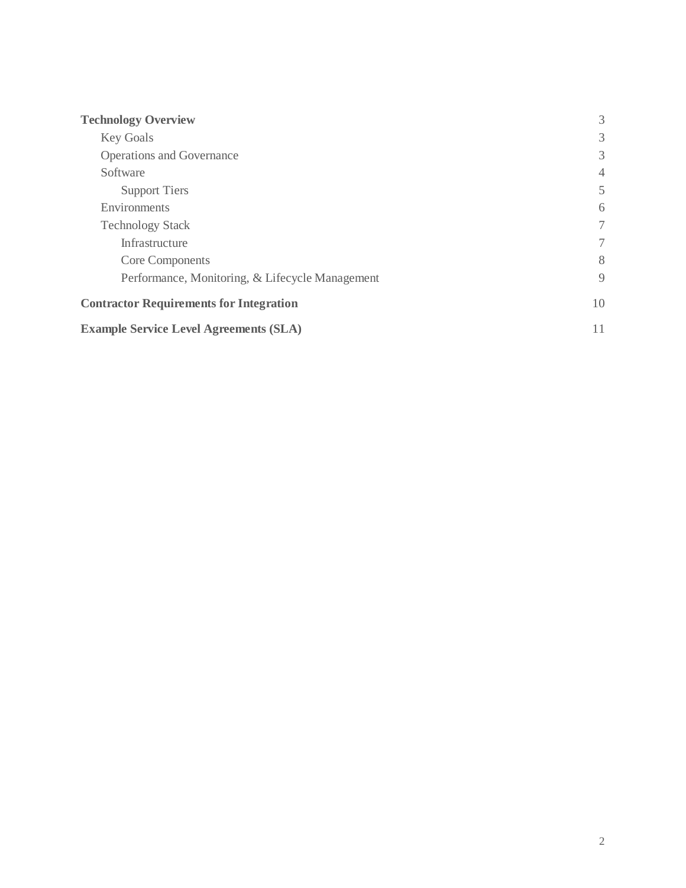**Technology Overview** 3

- Key Goals 3
- Operations and Governance 3
- Software 4
  - Support Tiers 5
- Environments 6
- Technology Stack 7
  - Infrastructure 7
  - Core Components 8
  - Performance, Monitoring, & Lifecycle Management 9

**Contractor Requirements for Integration** 10

**Example Service Level Agreements (SLA)** 11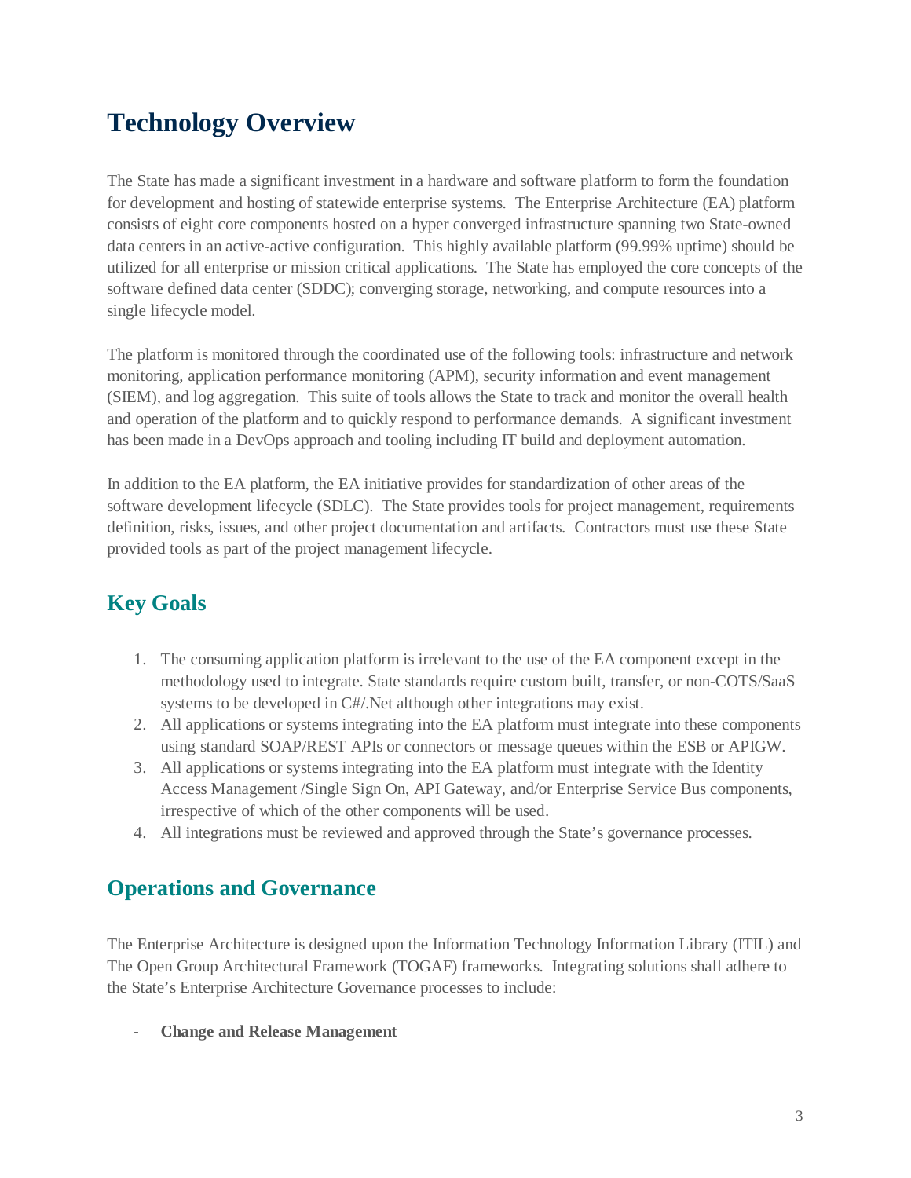# Technology Overview

The State has made a significant investment in a hardware and software platform to form the foundation for development and hosting of statewide enterprise systems. The Enterprise Architecture (EA) platform consists of eight core components hosted on a hyper converged infrastructure spanning two State-owned data centers in an active-active configuration. This highly available platform (99.99% uptime) should be utilized for all enterprise or mission critical applications. The State has employed the core concepts of the software defined data center (SDDC); converging storage, networking, and compute resources into a single lifecycle model.

The platform is monitored through the coordinated use of the following tools: infrastructure and network monitoring, application performance monitoring (APM), security information and event management (SIEM), and log aggregation. This suite of tools allows the State to track and monitor the overall health and operation of the platform and to quickly respond to performance demands. A significant investment has been made in a DevOps approach and tooling including IT build and deployment automation.

In addition to the EA platform, the EA initiative provides for standardization of other areas of the software development lifecycle (SDLC). The State provides tools for project management, requirements definition, risks, issues, and other project documentation and artifacts. Contractors must use these State provided tools as part of the project management lifecycle.

## Key Goals

1. The consuming application platform is irrelevant to the use of the EA component except in the methodology used to integrate. State standards require custom built, transfer, or non-COTS/SaaS systems to be developed in C#/.Net although other integrations may exist.
2. All applications or systems integrating into the EA platform must integrate into these components using standard SOAP/REST APIs or connectors or message queues within the ESB or APIGW.
3. All applications or systems integrating into the EA platform must integrate with the Identity Access Management /Single Sign On, API Gateway, and/or Enterprise Service Bus components, irrespective of which of the other components will be used.
4. All integrations must be reviewed and approved through the State's governance processes.

## Operations and Governance

The Enterprise Architecture is designed upon the Information Technology Information Library (ITIL) and The Open Group Architectural Framework (TOGAF) frameworks. Integrating solutions shall adhere to the State's Enterprise Architecture Governance processes to include:

- **Change and Release Management**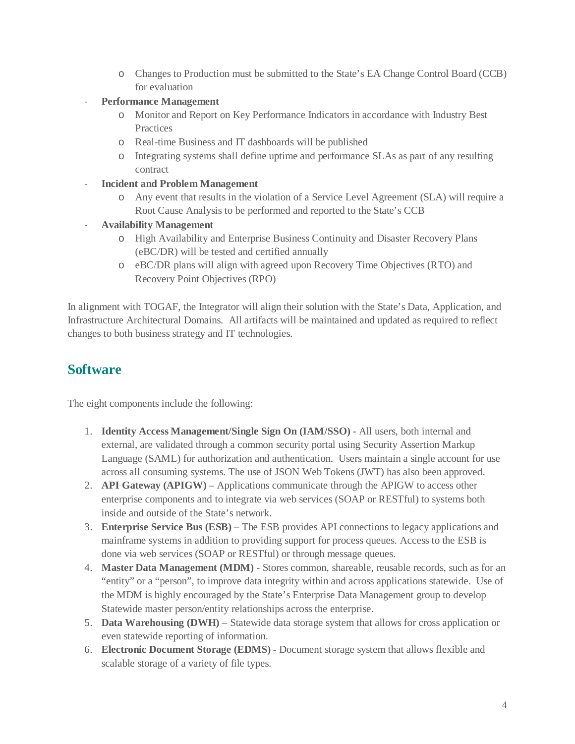- Changes to Production must be submitted to the State's EA Change Control Board (CCB) for evaluation
- **Performance Management**
    - Monitor and Report on Key Performance Indicators in accordance with Industry Best Practices
    - Real-time Business and IT dashboards will be published
    - Integrating systems shall define uptime and performance SLAs as part of any resulting contract
- **Incident and Problem Management**
    - Any event that results in the violation of a Service Level Agreement (SLA) will require a Root Cause Analysis to be performed and reported to the State's CCB
- **Availability Management**
    - High Availability and Enterprise Business Continuity and Disaster Recovery Plans (eBC/DR) will be tested and certified annually
    - eBC/DR plans will align with agreed upon Recovery Time Objectives (RTO) and Recovery Point Objectives (RPO)

In alignment with TOGAF, the Integrator will align their solution with the State's Data, Application, and Infrastructure Architectural Domains. All artifacts will be maintained and updated as required to reflect changes to both business strategy and IT technologies.

## Software

The eight components include the following:

1. **Identity Access Management/Single Sign On (IAM/SSO)** - All users, both internal and external, are validated through a common security portal using Security Assertion Markup Language (SAML) for authorization and authentication. Users maintain a single account for use across all consuming systems. The use of JSON Web Tokens (JWT) has also been approved.
2. **API Gateway (APIGW)** – Applications communicate through the APIGW to access other enterprise components and to integrate via web services (SOAP or RESTful) to systems both inside and outside of the State's network.
3. **Enterprise Service Bus (ESB)** – The ESB provides API connections to legacy applications and mainframe systems in addition to providing support for process queues. Access to the ESB is done via web services (SOAP or RESTful) or through message queues.
4. **Master Data Management (MDM)** - Stores common, shareable, reusable records, such as for an "entity" or a "person", to improve data integrity within and across applications statewide. Use of the MDM is highly encouraged by the State's Enterprise Data Management group to develop Statewide master person/entity relationships across the enterprise.
5. **Data Warehousing (DWH)** – Statewide data storage system that allows for cross application or even statewide reporting of information.
6. **Electronic Document Storage (EDMS)** - Document storage system that allows flexible and scalable storage of a variety of file types.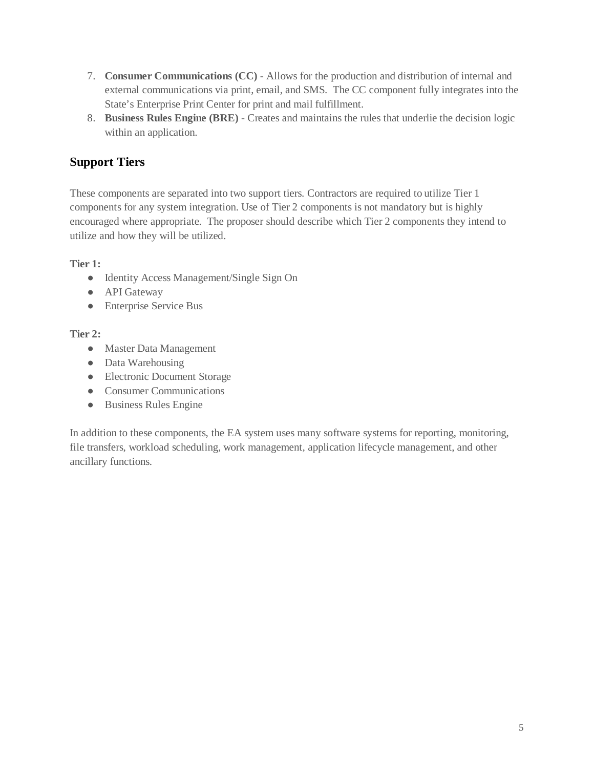7. **Consumer Communications (CC)** - Allows for the production and distribution of internal and external communications via print, email, and SMS.  The CC component fully integrates into the State's Enterprise Print Center for print and mail fulfillment.
8. **Business Rules Engine (BRE)** - Creates and maintains the rules that underlie the decision logic within an application.

## Support Tiers

These components are separated into two support tiers. Contractors are required to utilize Tier 1 components for any system integration. Use of Tier 2 components is not mandatory but is highly encouraged where appropriate.  The proposer should describe which Tier 2 components they intend to utilize and how they will be utilized.

**Tier 1:**

- Identity Access Management/Single Sign On
- API Gateway
- Enterprise Service Bus

**Tier 2:**

- Master Data Management
- Data Warehousing
- Electronic Document Storage
- Consumer Communications
- Business Rules Engine

In addition to these components, the EA system uses many software systems for reporting, monitoring, file transfers, workload scheduling, work management, application lifecycle management, and other ancillary functions.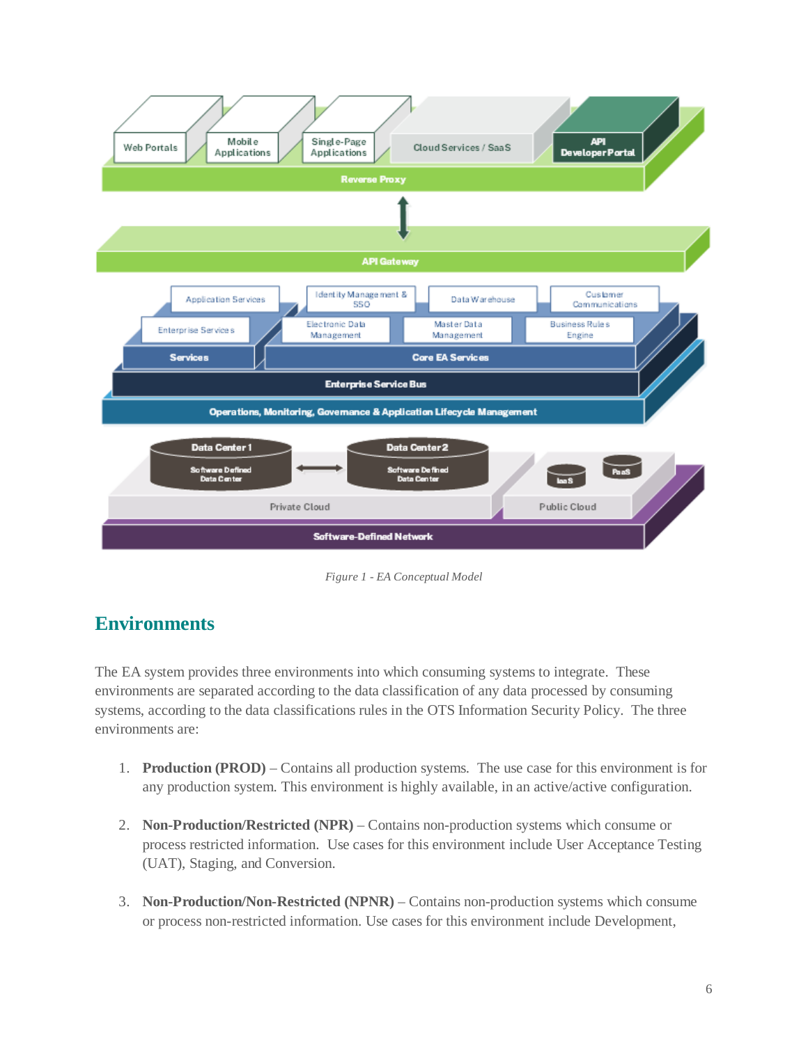*Figure 1 - EA Conceptual Model*

## Environments

The EA system provides three environments into which consuming systems to integrate. These environments are separated according to the data classification of any data processed by consuming systems, according to the data classifications rules in the OTS Information Security Policy. The three environments are:

1. **Production (PROD)** – Contains all production systems. The use case for this environment is for any production system. This environment is highly available, in an active/active configuration.

2. **Non-Production/Restricted (NPR)** – Contains non-production systems which consume or process restricted information. Use cases for this environment include User Acceptance Testing (UAT), Staging, and Conversion.

3. **Non-Production/Non-Restricted (NPNR)** – Contains non-production systems which consume or process non-restricted information. Use cases for this environment include Development,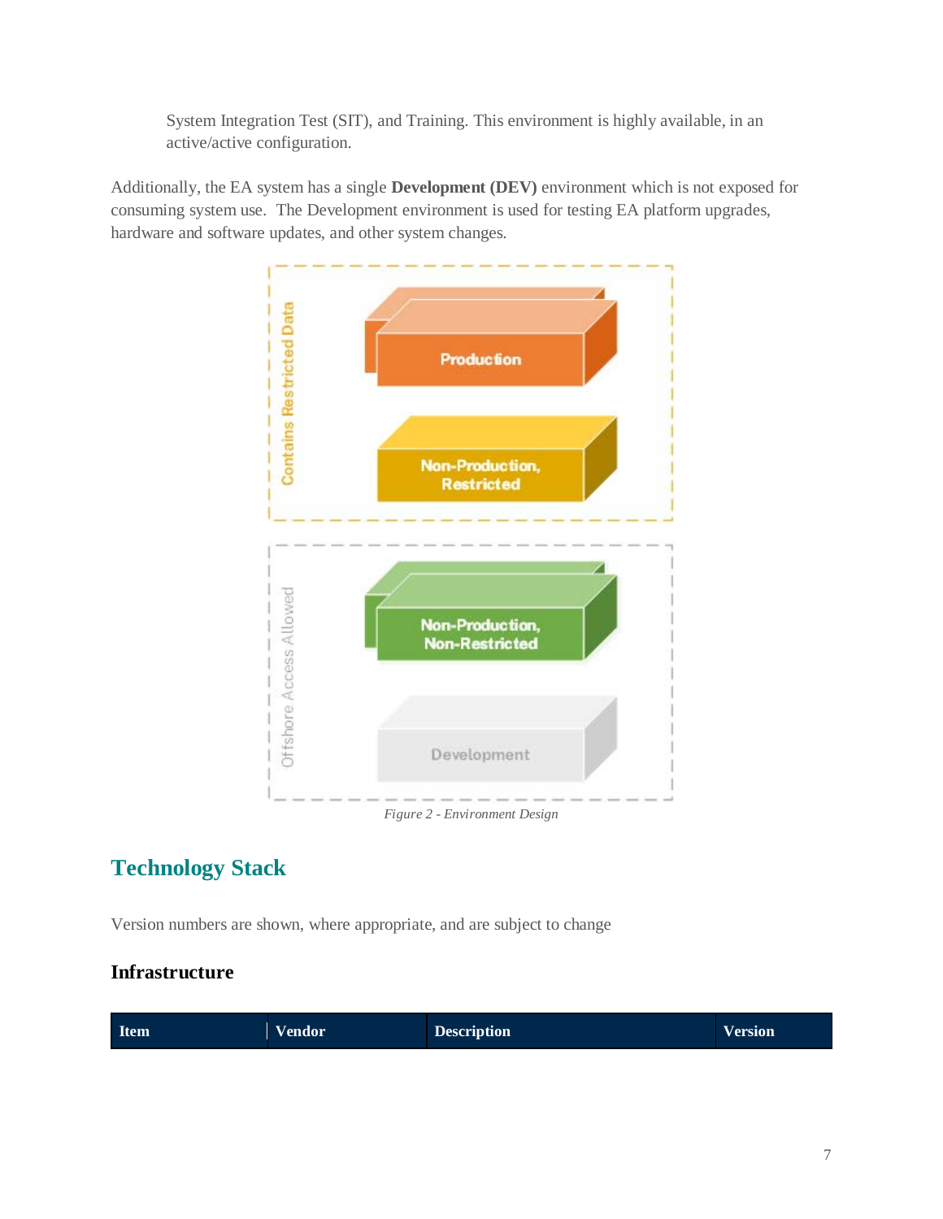System Integration Test (SIT), and Training. This environment is highly available, in an active/active configuration.

Additionally, the EA system has a single **Development (DEV)** environment which is not exposed for consuming system use. The Development environment is used for testing EA platform upgrades, hardware and software updates, and other system changes.

*Figure 2 - Environment Design*

## Technology Stack

Version numbers are shown, where appropriate, and are subject to change

### Infrastructure

| Item | Vendor | Description | Version |
| --- | --- | --- | --- |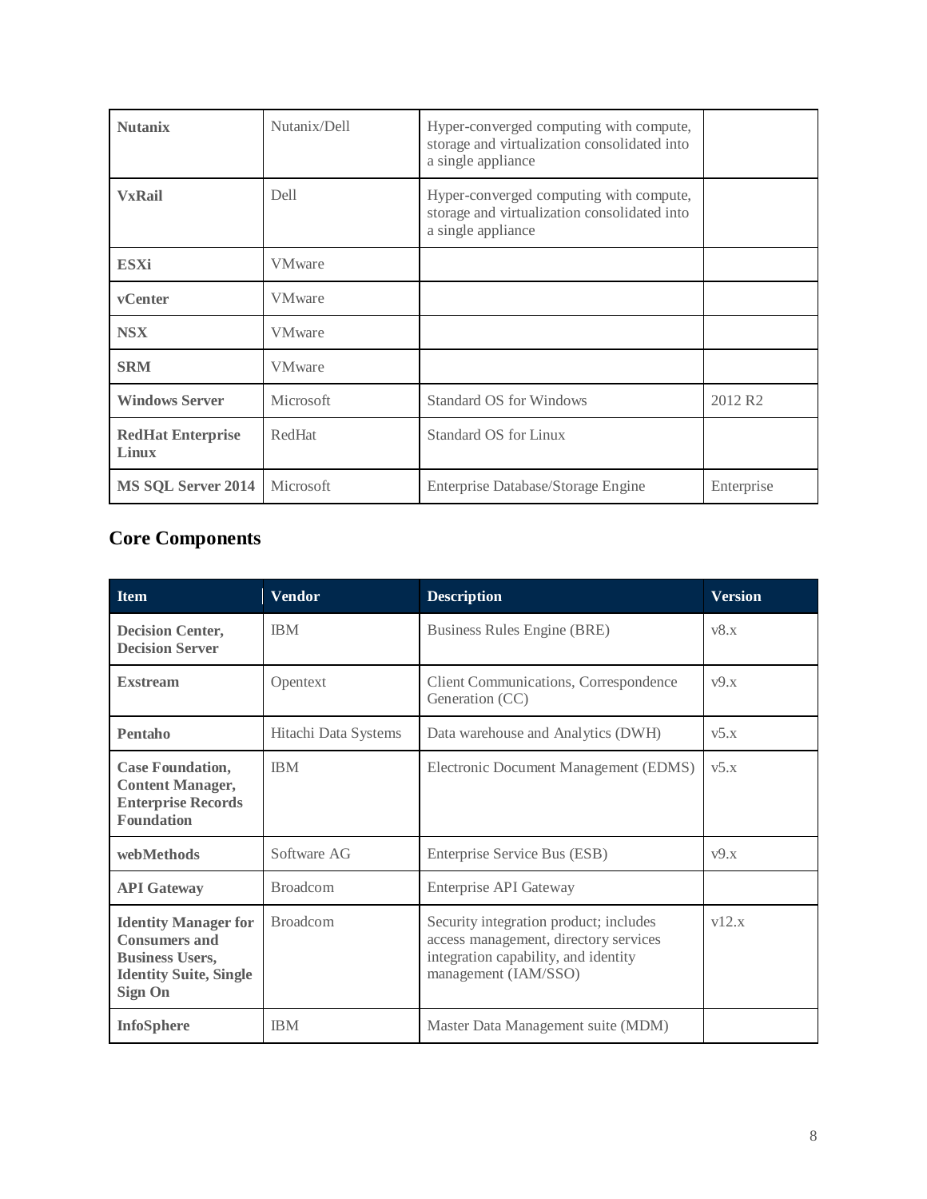| | | | |
|---|---|---|---|
| **Nutanix** | Nutanix/Dell | Hyper-converged computing with compute, storage and virtualization consolidated into a single appliance | |
| **VxRail** | Dell | Hyper-converged computing with compute, storage and virtualization consolidated into a single appliance | |
| **ESXi** | VMware | | |
| **vCenter** | VMware | | |
| **NSX** | VMware | | |
| **SRM** | VMware | | |
| **Windows Server** | Microsoft | Standard OS for Windows | 2012 R2 |
| **RedHat Enterprise Linux** | RedHat | Standard OS for Linux | |
| **MS SQL Server 2014** | Microsoft | Enterprise Database/Storage Engine | Enterprise |

## Core Components

| Item | Vendor | Description | Version |
|---|---|---|---|
| **Decision Center, Decision Server** | IBM | Business Rules Engine (BRE) | v8.x |
| **Exstream** | Opentext | Client Communications, Correspondence Generation (CC) | v9.x |
| **Pentaho** | Hitachi Data Systems | Data warehouse and Analytics (DWH) | v5.x |
| **Case Foundation, Content Manager, Enterprise Records Foundation** | IBM | Electronic Document Management (EDMS) | v5.x |
| **webMethods** | Software AG | Enterprise Service Bus (ESB) | v9.x |
| **API Gateway** | Broadcom | Enterprise API Gateway | |
| **Identity Manager for Consumers and Business Users, Identity Suite, Single Sign On** | Broadcom | Security integration product; includes access management, directory services integration capability, and identity management (IAM/SSO) | v12.x |
| **InfoSphere** | IBM | Master Data Management suite (MDM) | |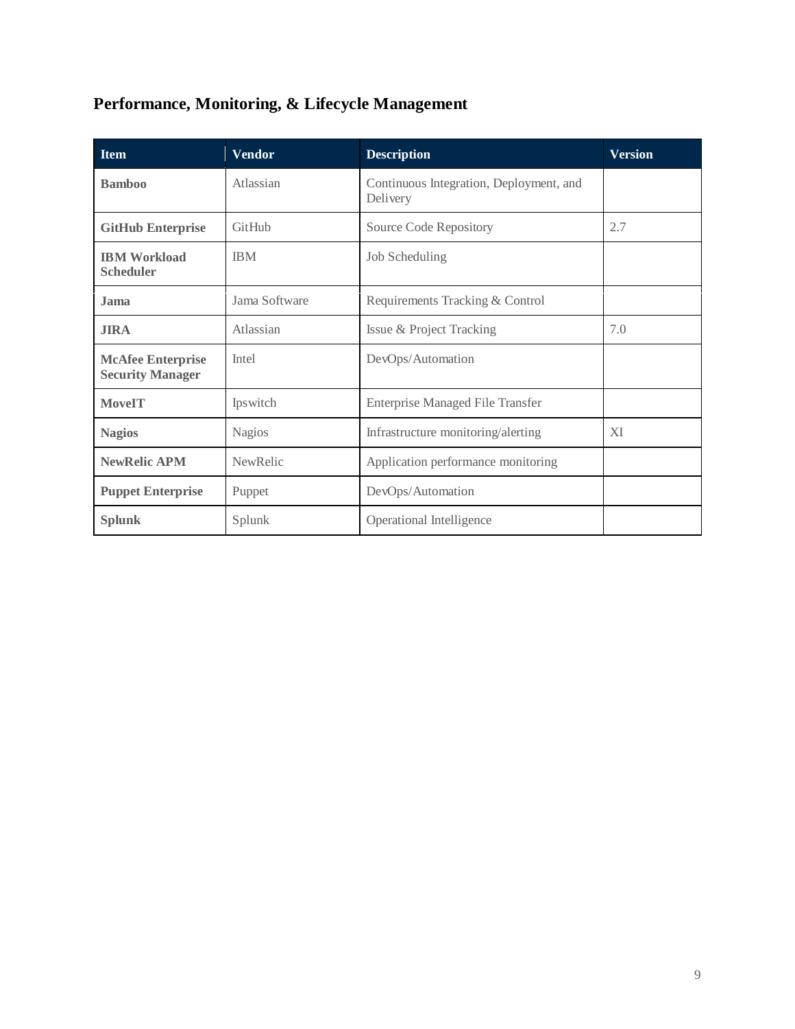## Performance, Monitoring, & Lifecycle Management

| Item | Vendor | Description | Version |
| --- | --- | --- | --- |
| **Bamboo** | Atlassian | Continuous Integration, Deployment, and Delivery | |
| **GitHub Enterprise** | GitHub | Source Code Repository | 2.7 |
| **IBM Workload Scheduler** | IBM | Job Scheduling | |
| **Jama** | Jama Software | Requirements Tracking & Control | |
| **JIRA** | Atlassian | Issue & Project Tracking | 7.0 |
| **McAfee Enterprise Security Manager** | Intel | DevOps/Automation | |
| **MoveIT** | Ipswitch | Enterprise Managed File Transfer | |
| **Nagios** | Nagios | Infrastructure monitoring/alerting | XI |
| **NewRelic APM** | NewRelic | Application performance monitoring | |
| **Puppet Enterprise** | Puppet | DevOps/Automation | |
| **Splunk** | Splunk | Operational Intelligence | |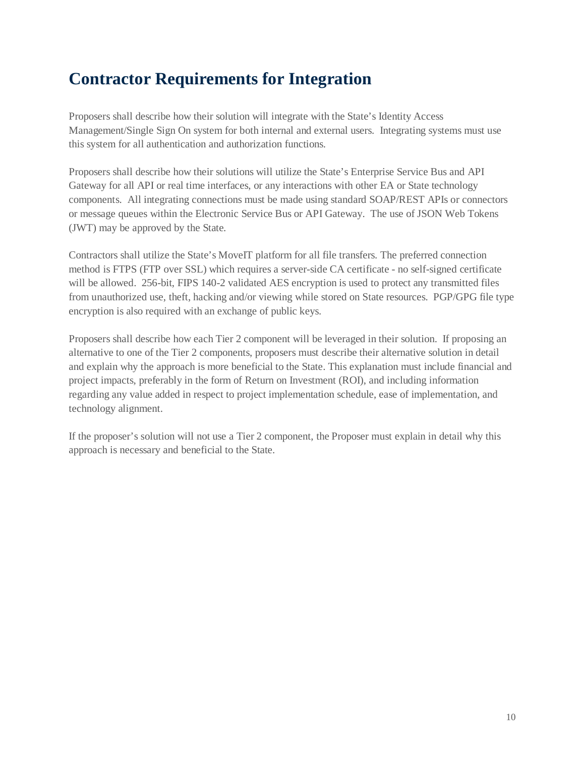# Contractor Requirements for Integration

Proposers shall describe how their solution will integrate with the State's Identity Access Management/Single Sign On system for both internal and external users. Integrating systems must use this system for all authentication and authorization functions.

Proposers shall describe how their solutions will utilize the State's Enterprise Service Bus and API Gateway for all API or real time interfaces, or any interactions with other EA or State technology components. All integrating connections must be made using standard SOAP/REST APIs or connectors or message queues within the Electronic Service Bus or API Gateway. The use of JSON Web Tokens (JWT) may be approved by the State.

Contractors shall utilize the State's MoveIT platform for all file transfers. The preferred connection method is FTPS (FTP over SSL) which requires a server-side CA certificate - no self-signed certificate will be allowed. 256-bit, FIPS 140-2 validated AES encryption is used to protect any transmitted files from unauthorized use, theft, hacking and/or viewing while stored on State resources. PGP/GPG file type encryption is also required with an exchange of public keys.

Proposers shall describe how each Tier 2 component will be leveraged in their solution. If proposing an alternative to one of the Tier 2 components, proposers must describe their alternative solution in detail and explain why the approach is more beneficial to the State. This explanation must include financial and project impacts, preferably in the form of Return on Investment (ROI), and including information regarding any value added in respect to project implementation schedule, ease of implementation, and technology alignment.

If the proposer's solution will not use a Tier 2 component, the Proposer must explain in detail why this approach is necessary and beneficial to the State.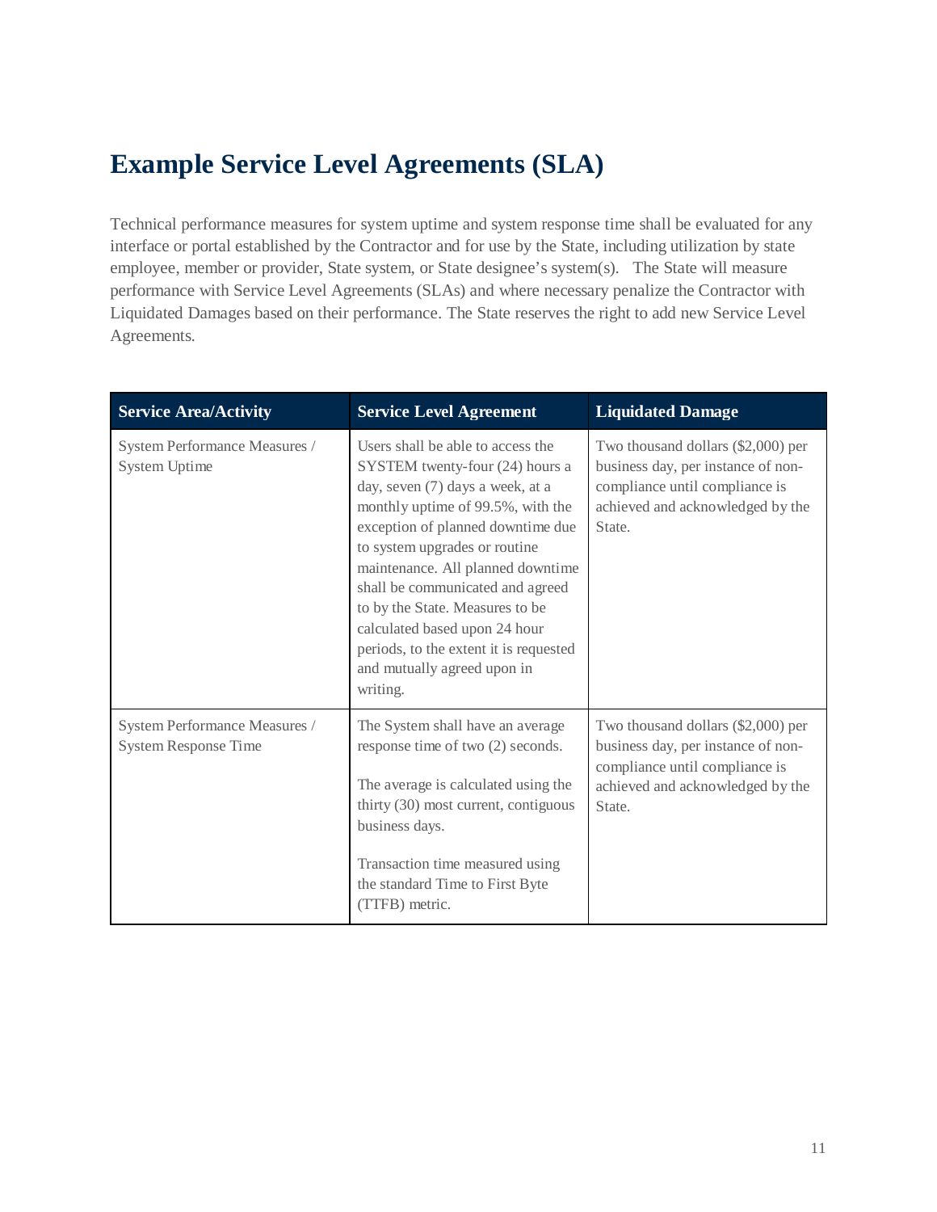# Example Service Level Agreements (SLA)

Technical performance measures for system uptime and system response time shall be evaluated for any interface or portal established by the Contractor and for use by the State, including utilization by state employee, member or provider, State system, or State designee's system(s).   The State will measure performance with Service Level Agreements (SLAs) and where necessary penalize the Contractor with Liquidated Damages based on their performance. The State reserves the right to add new Service Level Agreements.

| Service Area/Activity | Service Level Agreement | Liquidated Damage |
| --- | --- | --- |
| System Performance Measures / System Uptime | Users shall be able to access the SYSTEM twenty-four (24) hours a day, seven (7) days a week, at a monthly uptime of 99.5%, with the exception of planned downtime due to system upgrades or routine maintenance. All planned downtime shall be communicated and agreed to by the State. Measures to be calculated based upon 24 hour periods, to the extent it is requested and mutually agreed upon in writing. | Two thousand dollars ($2,000) per business day, per instance of non-compliance until compliance is achieved and acknowledged by the State. |
| System Performance Measures / System Response Time | The System shall have an average response time of two (2) seconds.<br><br>The average is calculated using the thirty (30) most current, contiguous business days.<br><br>Transaction time measured using the standard Time to First Byte (TTFB) metric. | Two thousand dollars ($2,000) per business day, per instance of non-compliance until compliance is achieved and acknowledged by the State. |